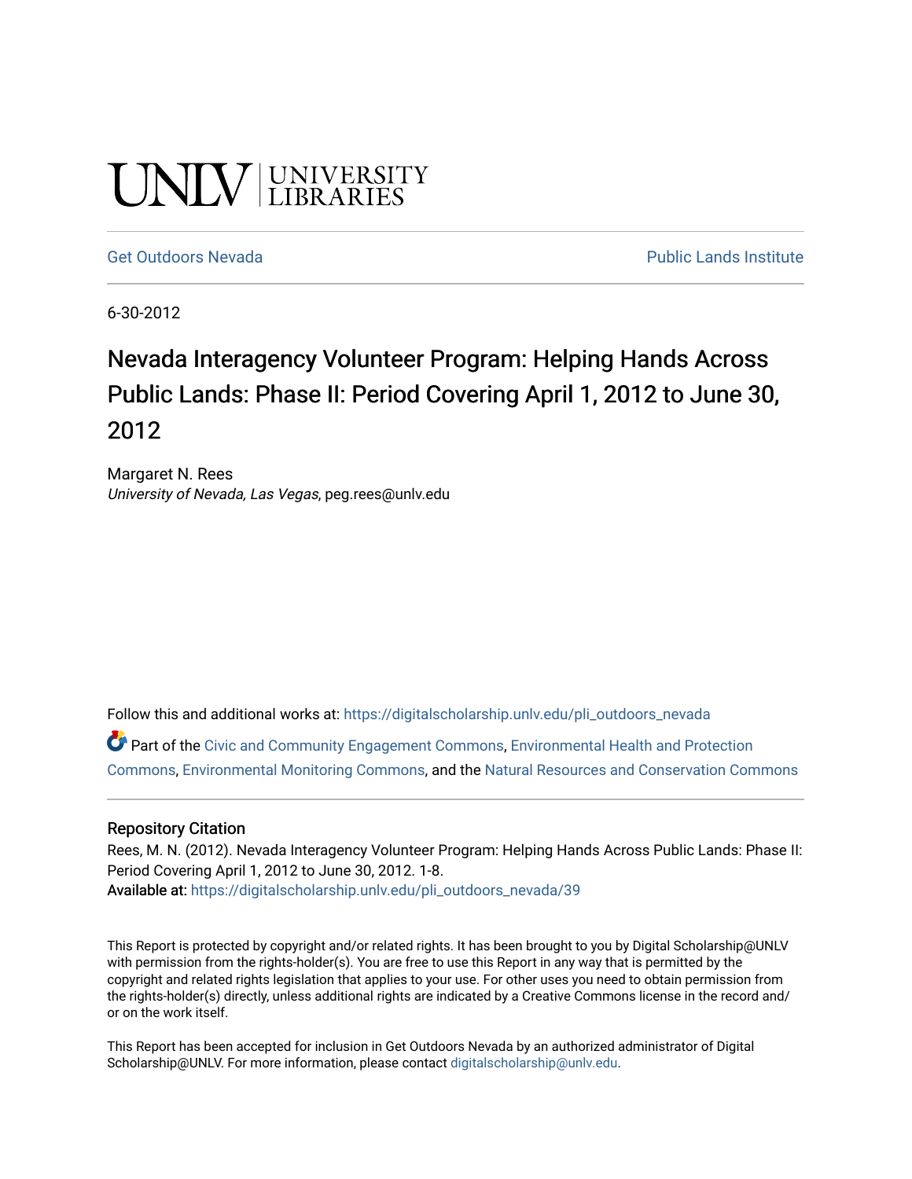UNLV | UNIVERSITY LIBRARIES

Get Outdoors Nevada | Public Lands Institute

6-30-2012

# Nevada Interagency Volunteer Program: Helping Hands Across Public Lands: Phase II: Period Covering April 1, 2012 to June 30, 2012

Margaret N. Rees
*University of Nevada, Las Vegas*, peg.rees@unlv.edu

Follow this and additional works at: https://digitalscholarship.unlv.edu/pli_outdoors_nevada

Part of the Civic and Community Engagement Commons, Environmental Health and Protection Commons, Environmental Monitoring Commons, and the Natural Resources and Conservation Commons

## Repository Citation

Rees, M. N. (2012). Nevada Interagency Volunteer Program: Helping Hands Across Public Lands: Phase II: Period Covering April 1, 2012 to June 30, 2012. 1-8.
**Available at:** https://digitalscholarship.unlv.edu/pli_outdoors_nevada/39

This Report is protected by copyright and/or related rights. It has been brought to you by Digital Scholarship@UNLV with permission from the rights-holder(s). You are free to use this Report in any way that is permitted by the copyright and related rights legislation that applies to your use. For other uses you need to obtain permission from the rights-holder(s) directly, unless additional rights are indicated by a Creative Commons license in the record and/or on the work itself.

This Report has been accepted for inclusion in Get Outdoors Nevada by an authorized administrator of Digital Scholarship@UNLV. For more information, please contact digitalscholarship@unlv.edu.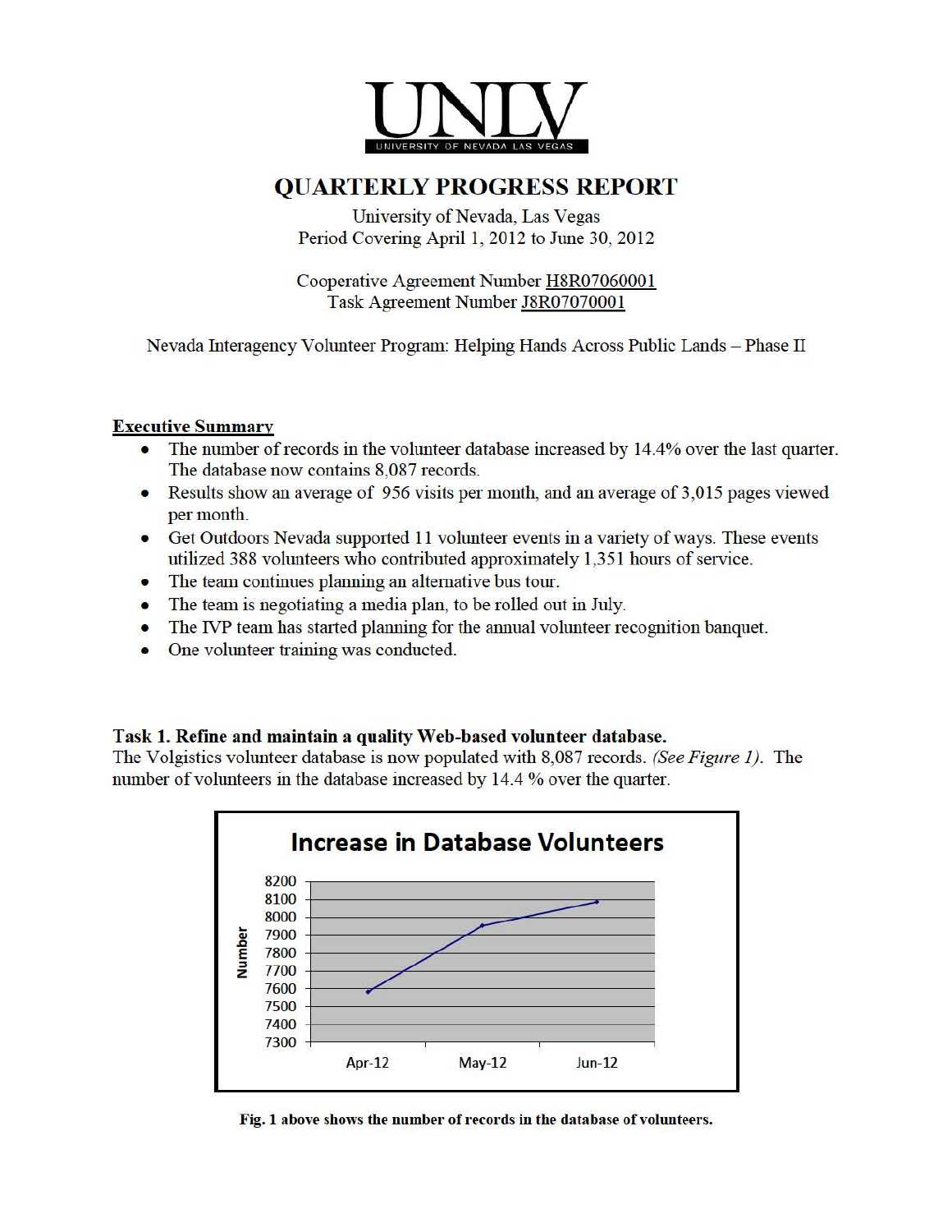UNLV
UNIVERSITY OF NEVADA LAS VEGAS

# QUARTERLY PROGRESS REPORT

University of Nevada, Las Vegas
Period Covering April 1, 2012 to June 30, 2012

Cooperative Agreement Number H8R07060001
Task Agreement Number J8R07070001

Nevada Interagency Volunteer Program: Helping Hands Across Public Lands – Phase II

## Executive Summary

- The number of records in the volunteer database increased by 14.4% over the last quarter. The database now contains 8,087 records.
- Results show an average of 956 visits per month, and an average of 3,015 pages viewed per month.
- Get Outdoors Nevada supported 11 volunteer events in a variety of ways. These events utilized 388 volunteers who contributed approximately 1,351 hours of service.
- The team continues planning an alternative bus tour.
- The team is negotiating a media plan, to be rolled out in July.
- The IVP team has started planning for the annual volunteer recognition banquet.
- One volunteer training was conducted.

### Task 1. Refine and maintain a quality Web-based volunteer database.

The Volgistics volunteer database is now populated with 8,087 records. *(See Figure 1)*. The number of volunteers in the database increased by 14.4 % over the quarter.

**Increase in Database Volunteers**

(Line chart: Number, y-axis 7300–8200; x-axis Apr-12, May-12, Jun-12)

**Fig. 1 above shows the number of records in the database of volunteers.**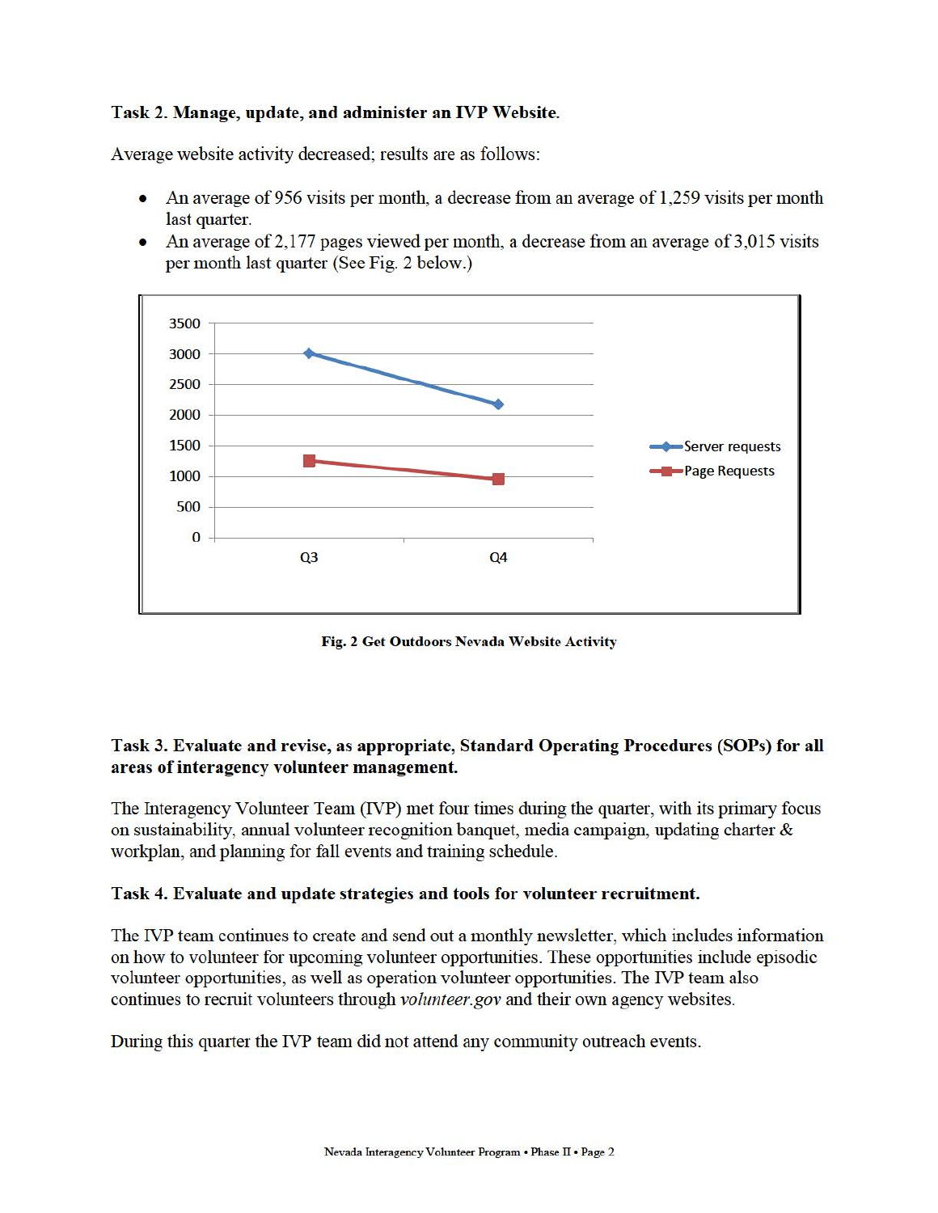**Task 2. Manage, update, and administer an IVP Website.**

Average website activity decreased; results are as follows:

- An average of 956 visits per month, a decrease from an average of 1,259 visits per month last quarter.
- An average of 2,177 pages viewed per month, a decrease from an average of 3,015 visits per month last quarter (See Fig. 2 below.)

| | Q3 | Q4 |
|---|---|---|
| Server requests | 3,015 | 2,177 |
| Page Requests | 1,259 | 956 |

**Fig. 2 Get Outdoors Nevada Website Activity**

**Task 3. Evaluate and revise, as appropriate, Standard Operating Procedures (SOPs) for all areas of interagency volunteer management.**

The Interagency Volunteer Team (IVP) met four times during the quarter, with its primary focus on sustainability, annual volunteer recognition banquet, media campaign, updating charter & workplan, and planning for fall events and training schedule.

**Task 4. Evaluate and update strategies and tools for volunteer recruitment.**

The IVP team continues to create and send out a monthly newsletter, which includes information on how to volunteer for upcoming volunteer opportunities. These opportunities include episodic volunteer opportunities, as well as operation volunteer opportunities. The IVP team also continues to recruit volunteers through *volunteer.gov* and their own agency websites.

During this quarter the IVP team did not attend any community outreach events.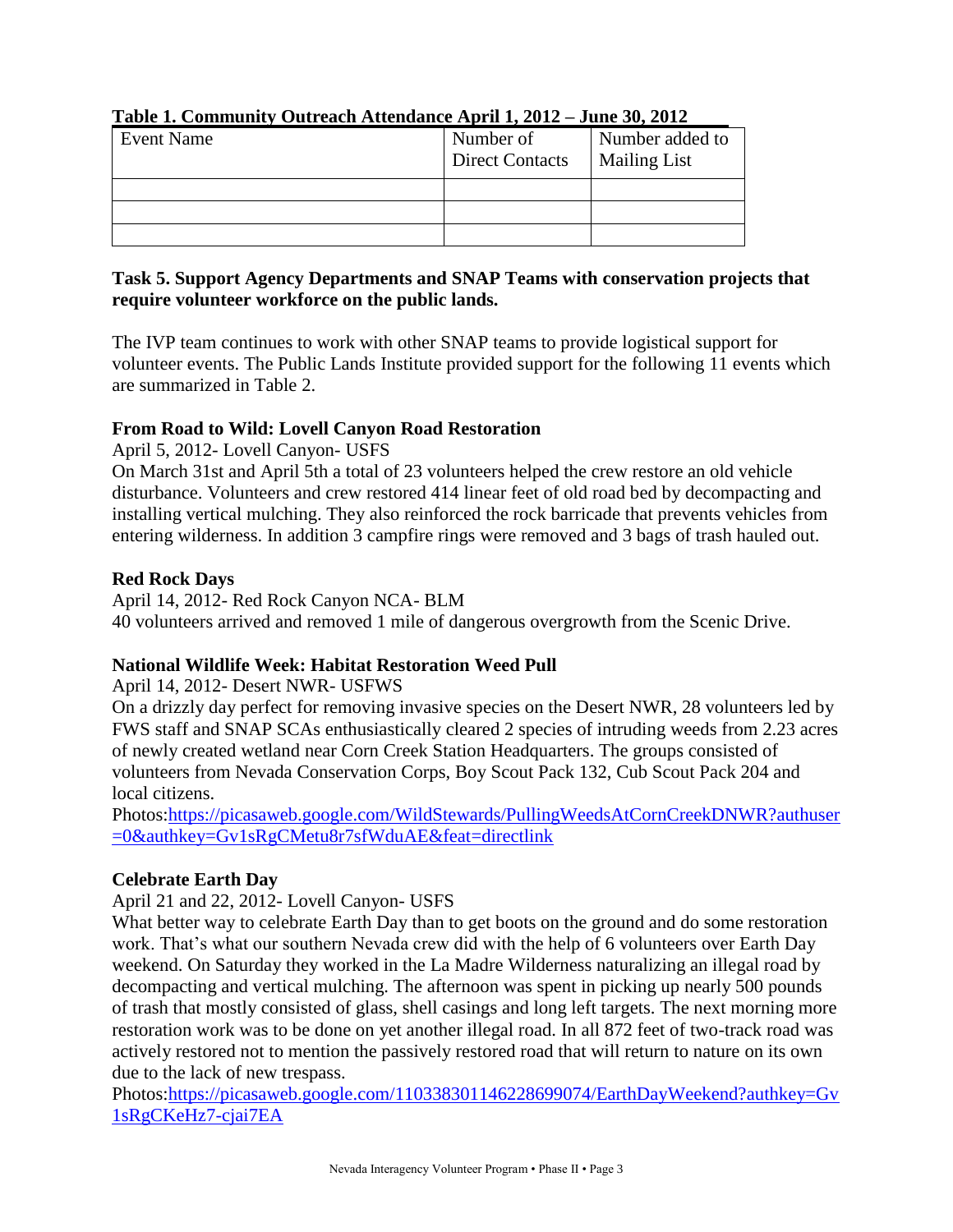**Table 1. Community Outreach Attendance April 1, 2012 – June 30, 2012**

| Event Name | Number of Direct Contacts | Number added to Mailing List |
|---|---|---|
| | | |
| | | |
| | | |

**Task 5. Support Agency Departments and SNAP Teams with conservation projects that require volunteer workforce on the public lands.**

The IVP team continues to work with other SNAP teams to provide logistical support for volunteer events. The Public Lands Institute provided support for the following 11 events which are summarized in Table 2.

**From Road to Wild: Lovell Canyon Road Restoration**

April 5, 2012- Lovell Canyon- USFS

On March 31st and April 5th a total of 23 volunteers helped the crew restore an old vehicle disturbance. Volunteers and crew restored 414 linear feet of old road bed by decompacting and installing vertical mulching. They also reinforced the rock barricade that prevents vehicles from entering wilderness. In addition 3 campfire rings were removed and 3 bags of trash hauled out.

**Red Rock Days**

April 14, 2012- Red Rock Canyon NCA- BLM

40 volunteers arrived and removed 1 mile of dangerous overgrowth from the Scenic Drive.

**National Wildlife Week: Habitat Restoration Weed Pull**

April 14, 2012- Desert NWR- USFWS

On a drizzly day perfect for removing invasive species on the Desert NWR, 28 volunteers led by FWS staff and SNAP SCAs enthusiastically cleared 2 species of intruding weeds from 2.23 acres of newly created wetland near Corn Creek Station Headquarters. The groups consisted of volunteers from Nevada Conservation Corps, Boy Scout Pack 132, Cub Scout Pack 204 and local citizens.

Photos:https://picasaweb.google.com/WildStewards/PullingWeedsAtCornCreekDNWR?authuser=0&authkey=Gv1sRgCMetu8r7sfWduAE&feat=directlink

**Celebrate Earth Day**

April 21 and 22, 2012- Lovell Canyon- USFS

What better way to celebrate Earth Day than to get boots on the ground and do some restoration work. That's what our southern Nevada crew did with the help of 6 volunteers over Earth Day weekend. On Saturday they worked in the La Madre Wilderness naturalizing an illegal road by decompacting and vertical mulching. The afternoon was spent in picking up nearly 500 pounds of trash that mostly consisted of glass, shell casings and long left targets. The next morning more restoration work was to be done on yet another illegal road. In all 872 feet of two-track road was actively restored not to mention the passively restored road that will return to nature on its own due to the lack of new trespass.

Photos:https://picasaweb.google.com/110338301146228699074/EarthDayWeekend?authkey=Gv1sRgCKeHz7-cjai7EA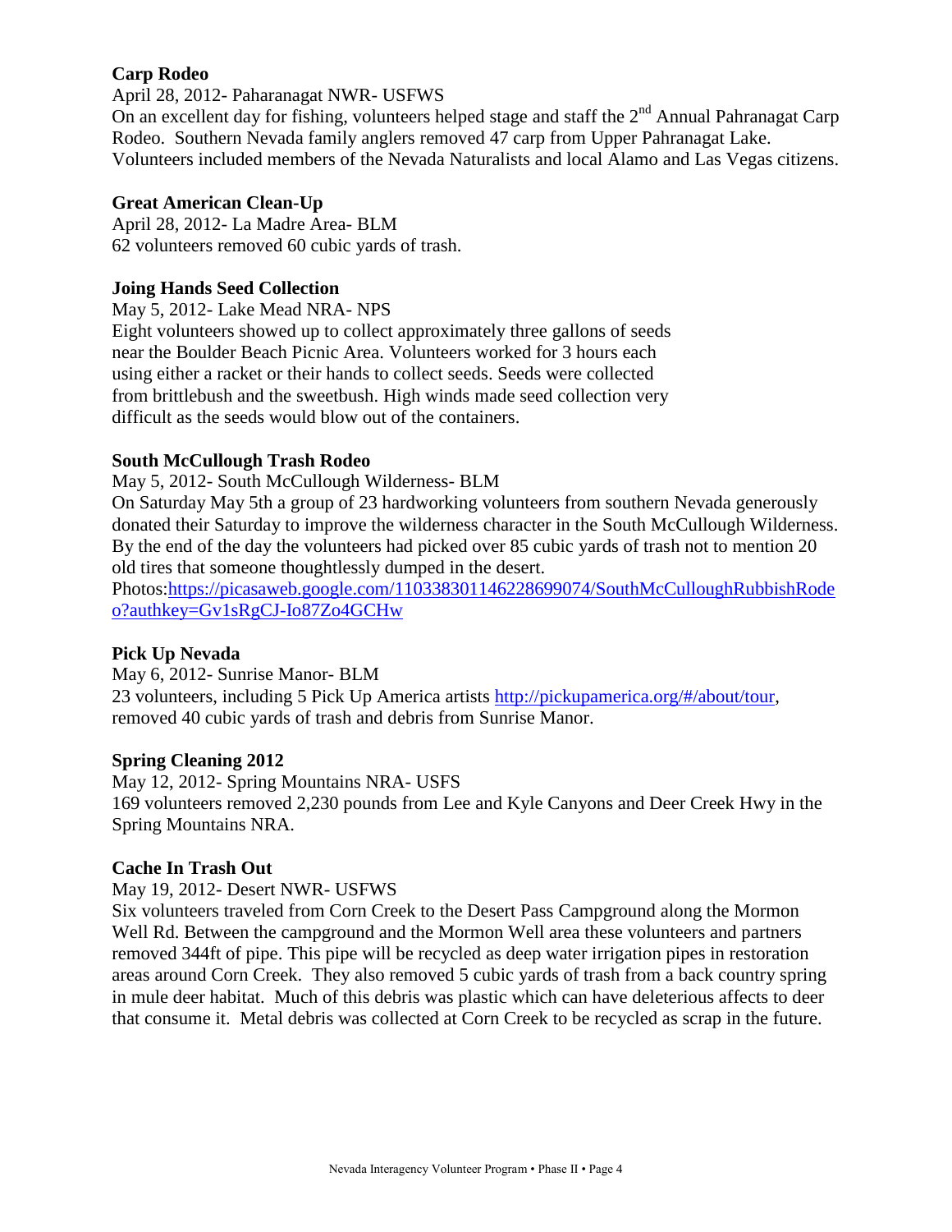**Carp Rodeo**

April 28, 2012- Paharanagat NWR- USFWS

On an excellent day for fishing, volunteers helped stage and staff the 2nd Annual Pahranagat Carp Rodeo. Southern Nevada family anglers removed 47 carp from Upper Pahranagat Lake. Volunteers included members of the Nevada Naturalists and local Alamo and Las Vegas citizens.

**Great American Clean-Up**

April 28, 2012- La Madre Area- BLM

62 volunteers removed 60 cubic yards of trash.

**Joing Hands Seed Collection**

May 5, 2012- Lake Mead NRA- NPS

Eight volunteers showed up to collect approximately three gallons of seeds near the Boulder Beach Picnic Area. Volunteers worked for 3 hours each using either a racket or their hands to collect seeds. Seeds were collected from brittlebush and the sweetbush. High winds made seed collection very difficult as the seeds would blow out of the containers.

**South McCullough Trash Rodeo**

May 5, 2012- South McCullough Wilderness- BLM

On Saturday May 5th a group of 23 hardworking volunteers from southern Nevada generously donated their Saturday to improve the wilderness character in the South McCullough Wilderness. By the end of the day the volunteers had picked over 85 cubic yards of trash not to mention 20 old tires that someone thoughtlessly dumped in the desert.

Photos:https://picasaweb.google.com/110338301146228699074/SouthMcCulloughRubbishRodeo?authkey=Gv1sRgCJ-Io87Zo4GCHw

**Pick Up Nevada**

May 6, 2012- Sunrise Manor- BLM

23 volunteers, including 5 Pick Up America artists http://pickupamerica.org/#/about/tour, removed 40 cubic yards of trash and debris from Sunrise Manor.

**Spring Cleaning 2012**

May 12, 2012- Spring Mountains NRA- USFS

169 volunteers removed 2,230 pounds from Lee and Kyle Canyons and Deer Creek Hwy in the Spring Mountains NRA.

**Cache In Trash Out**

May 19, 2012- Desert NWR- USFWS

Six volunteers traveled from Corn Creek to the Desert Pass Campground along the Mormon Well Rd. Between the campground and the Mormon Well area these volunteers and partners removed 344ft of pipe. This pipe will be recycled as deep water irrigation pipes in restoration areas around Corn Creek. They also removed 5 cubic yards of trash from a back country spring in mule deer habitat. Much of this debris was plastic which can have deleterious affects to deer that consume it. Metal debris was collected at Corn Creek to be recycled as scrap in the future.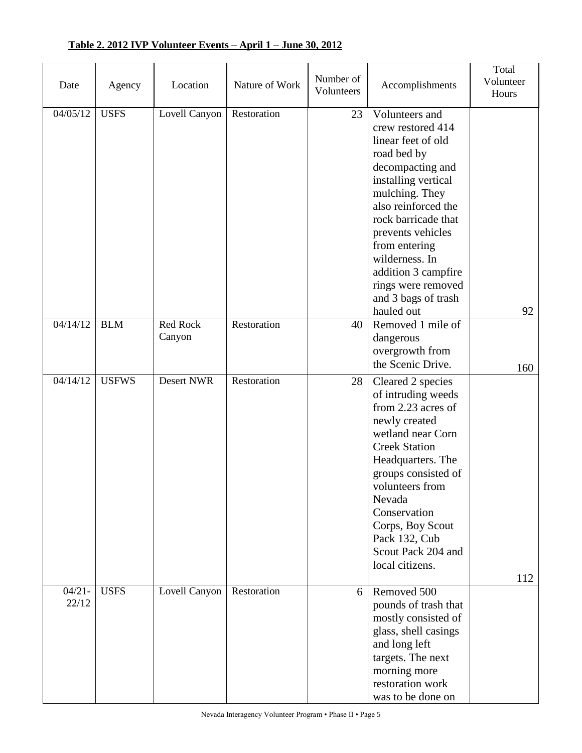**Table 2. 2012 IVP Volunteer Events – April 1 – June 30, 2012**

| Date | Agency | Location | Nature of Work | Number of Volunteers | Accomplishments | Total Volunteer Hours |
|---|---|---|---|---|---|---|
| 04/05/12 | USFS | Lovell Canyon | Restoration | 23 | Volunteers and crew restored 414 linear feet of old road bed by decompacting and installing vertical mulching. They also reinforced the rock barricade that prevents vehicles from entering wilderness. In addition 3 campfire rings were removed and 3 bags of trash hauled out | 92 |
| 04/14/12 | BLM | Red Rock Canyon | Restoration | 40 | Removed 1 mile of dangerous overgrowth from the Scenic Drive. | 160 |
| 04/14/12 | USFWS | Desert NWR | Restoration | 28 | Cleared 2 species of intruding weeds from 2.23 acres of newly created wetland near Corn Creek Station Headquarters. The groups consisted of volunteers from Nevada Conservation Corps, Boy Scout Pack 132, Cub Scout Pack 204 and local citizens. | 112 |
| 04/21-22/12 | USFS | Lovell Canyon | Restoration | 6 | Removed 500 pounds of trash that mostly consisted of glass, shell casings and long left targets. The next morning more restoration work was to be done on | |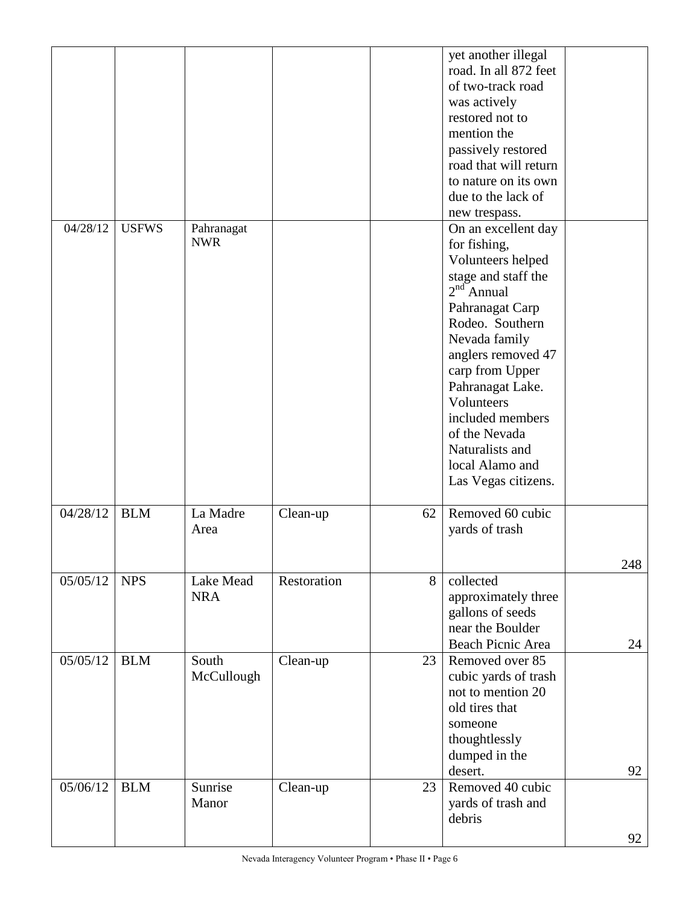| | | | | | | |
|---|---|---|---|---|---|---|
| | | | | | yet another illegal road. In all 872 feet of two-track road was actively restored not to mention the passively restored road that will return to nature on its own due to the lack of new trespass. | |
| 04/28/12 | USFWS | Pahranagat NWR | | | On an excellent day for fishing, Volunteers helped stage and staff the 2nd Annual Pahranagat Carp Rodeo. Southern Nevada family anglers removed 47 carp from Upper Pahranagat Lake. Volunteers included members of the Nevada Naturalists and local Alamo and Las Vegas citizens. | |
| 04/28/12 | BLM | La Madre Area | Clean-up | 62 | Removed 60 cubic yards of trash | 248 |
| 05/05/12 | NPS | Lake Mead NRA | Restoration | 8 | collected approximately three gallons of seeds near the Boulder Beach Picnic Area | 24 |
| 05/05/12 | BLM | South McCullough | Clean-up | 23 | Removed over 85 cubic yards of trash not to mention 20 old tires that someone thoughtlessly dumped in the desert. | 92 |
| 05/06/12 | BLM | Sunrise Manor | Clean-up | 23 | Removed 40 cubic yards of trash and debris | 92 |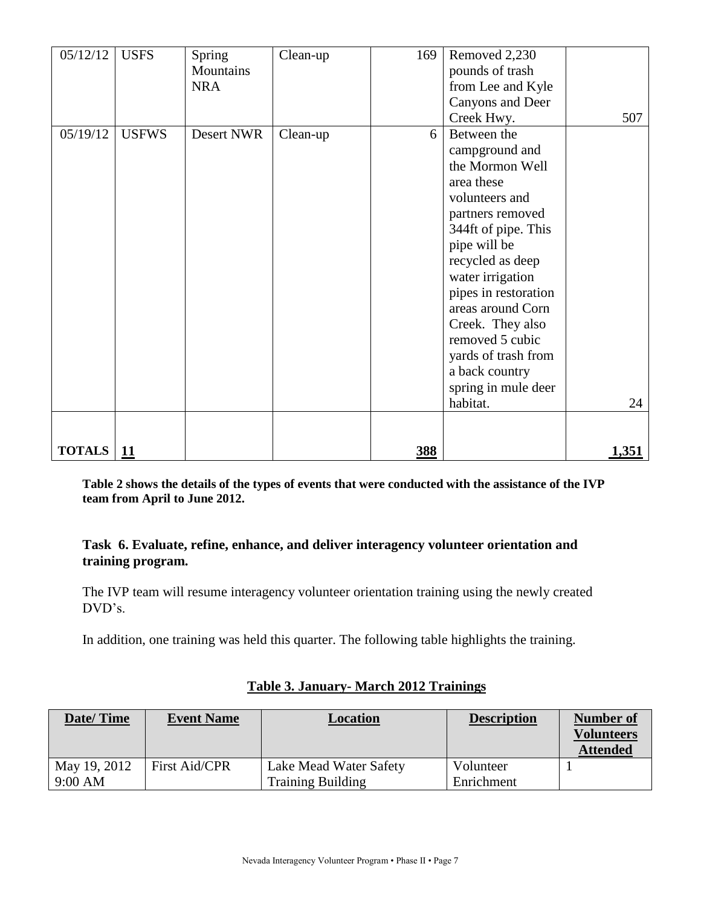| | | | | | | |
|---|---|---|---|---|---|---|
| 05/12/12 | USFS | Spring Mountains NRA | Clean-up | 169 | Removed 2,230 pounds of trash from Lee and Kyle Canyons and Deer Creek Hwy. | 507 |
| 05/19/12 | USFWS | Desert NWR | Clean-up | 6 | Between the campground and the Mormon Well area these volunteers and partners removed 344ft of pipe. This pipe will be recycled as deep water irrigation pipes in restoration areas around Corn Creek. They also removed 5 cubic yards of trash from a back country spring in mule deer habitat. | 24 |
| | | | | | | |
| **TOTALS** | **11** | | | **388** | | **1,351** |

**Table 2 shows the details of the types of events that were conducted with the assistance of the IVP team from April to June 2012.**

### Task 6. Evaluate, refine, enhance, and deliver interagency volunteer orientation and training program.

The IVP team will resume interagency volunteer orientation training using the newly created DVD's.

In addition, one training was held this quarter. The following table highlights the training.

**Table 3. January- March 2012 Trainings**

| Date/ Time | Event Name | Location | Description | Number of Volunteers Attended |
|---|---|---|---|---|
| May 19, 2012 9:00 AM | First Aid/CPR | Lake Mead Water Safety Training Building | Volunteer Enrichment | 1 |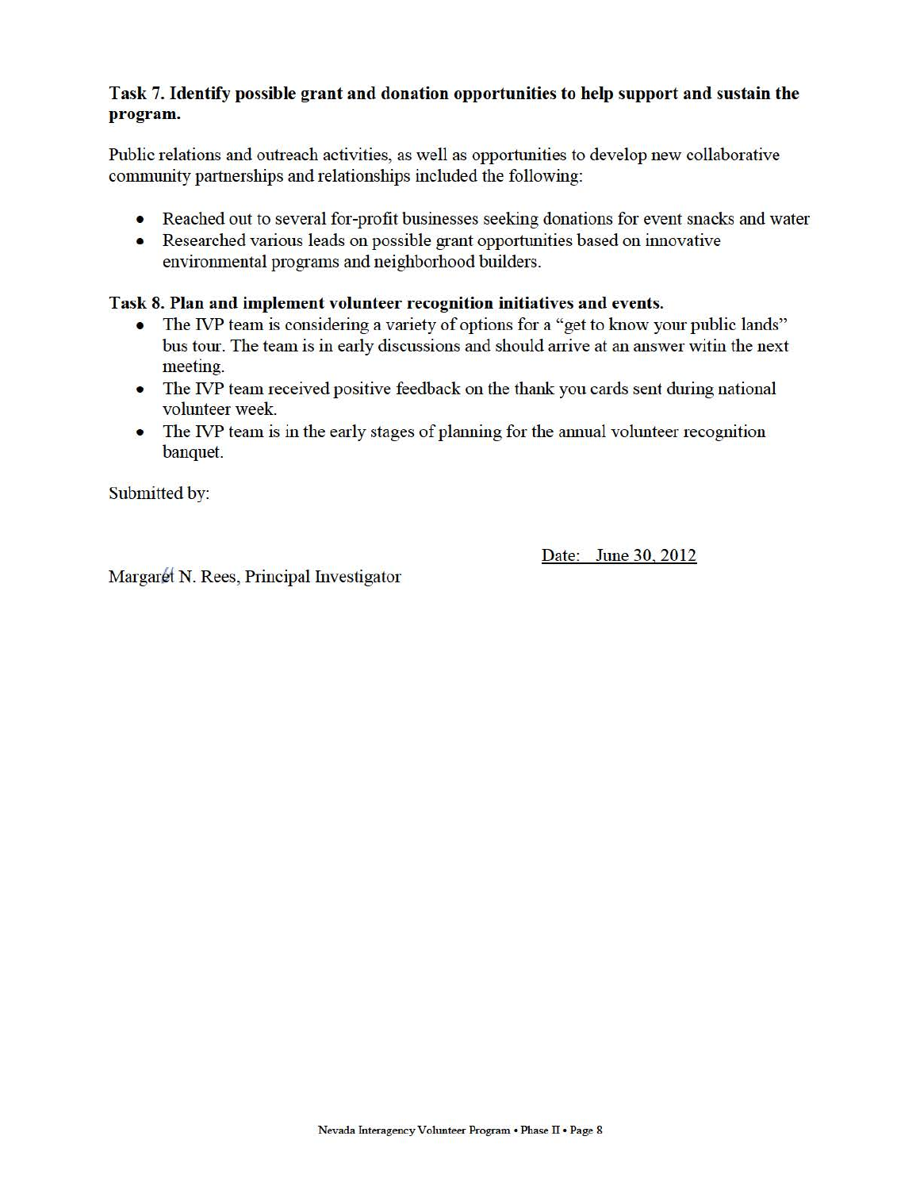**Task 7. Identify possible grant and donation opportunities to help support and sustain the program.**

Public relations and outreach activities, as well as opportunities to develop new collaborative community partnerships and relationships included the following:

- Reached out to several for-profit businesses seeking donations for event snacks and water
- Researched various leads on possible grant opportunities based on innovative environmental programs and neighborhood builders.

**Task 8. Plan and implement volunteer recognition initiatives and events.**

- The IVP team is considering a variety of options for a "get to know your public lands" bus tour. The team is in early discussions and should arrive at an answer witin the next meeting.
- The IVP team received positive feedback on the thank you cards sent during national volunteer week.
- The IVP team is in the early stages of planning for the annual volunteer recognition banquet.

Submitted by:

Date: June 30, 2012

Margaret N. Rees, Principal Investigator